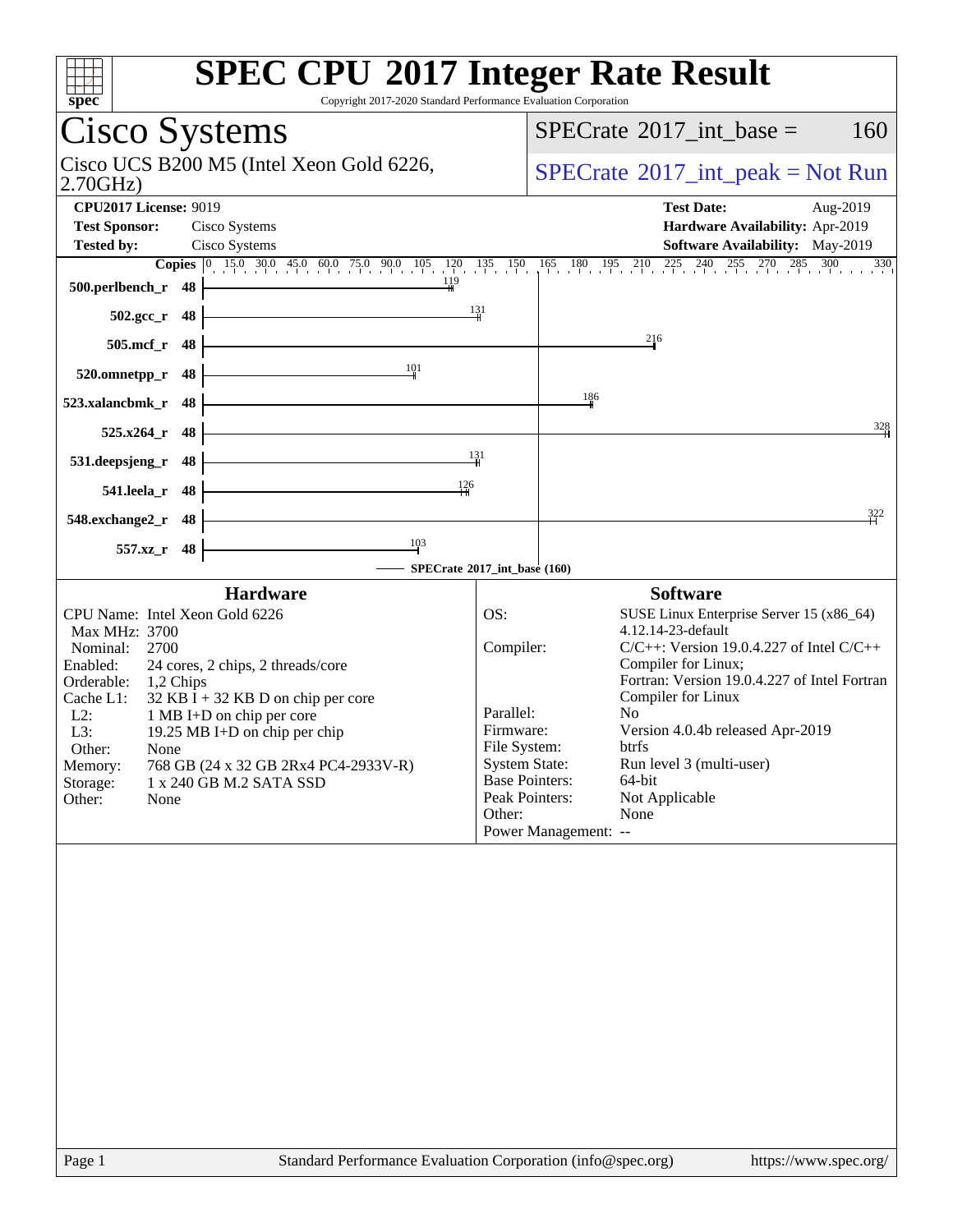# SPEC CPU 2017 Integer Rate Result

Copyright 2017-2020 Standard Performance Evaluation Corporation

## Cisco Systems

Cisco UCS B200 M5 (Intel Xeon Gold 6226, 2.70GHz)

SPECrate 2017_int_base = 160

SPECrate 2017_int_peak = Not Run

**CPU2017 License:** 9019
**Test Sponsor:** Cisco Systems
**Tested by:** Cisco Systems

**Test Date:** Aug-2019
**Hardware Availability:** Apr-2019
**Software Availability:** May-2019

Copies 0 15.0 30.0 45.0 60.0 75.0 90.0 105 120 135 150 165 180 195 210 225 240 255 270 285 300 330

500.perlbench_r 48 — 119
502.gcc_r 48 — 131
505.mcf_r 48 — 216
520.omnetpp_r 48 — 101
523.xalancbmk_r 48 — 186
525.x264_r 48 — 328
531.deepsjeng_r 48 — 131
541.leela_r 48 — 126
548.exchange2_r 48 — 322
557.xz_r 48 — 103

SPECrate 2017_int_base (160)

### Hardware

| | |
|---|---|
| CPU Name: | Intel Xeon Gold 6226 |
| Max MHz: | 3700 |
| Nominal: | 2700 |
| Enabled: | 24 cores, 2 chips, 2 threads/core |
| Orderable: | 1,2 Chips |
| Cache L1: | 32 KB I + 32 KB D on chip per core |
| L2: | 1 MB I+D on chip per core |
| L3: | 19.25 MB I+D on chip per chip |
| Other: | None |
| Memory: | 768 GB (24 x 32 GB 2Rx4 PC4-2933V-R) |
| Storage: | 1 x 240 GB M.2 SATA SSD |
| Other: | None |

### Software

| | |
|---|---|
| OS: | SUSE Linux Enterprise Server 15 (x86_64) 4.12.14-23-default |
| Compiler: | C/C++: Version 19.0.4.227 of Intel C/C++ Compiler for Linux; Fortran: Version 19.0.4.227 of Intel Fortran Compiler for Linux |
| Parallel: | No |
| Firmware: | Version 4.0.4b released Apr-2019 |
| File System: | btrfs |
| System State: | Run level 3 (multi-user) |
| Base Pointers: | 64-bit |
| Peak Pointers: | Not Applicable |
| Other: | None |
| Power Management: | -- |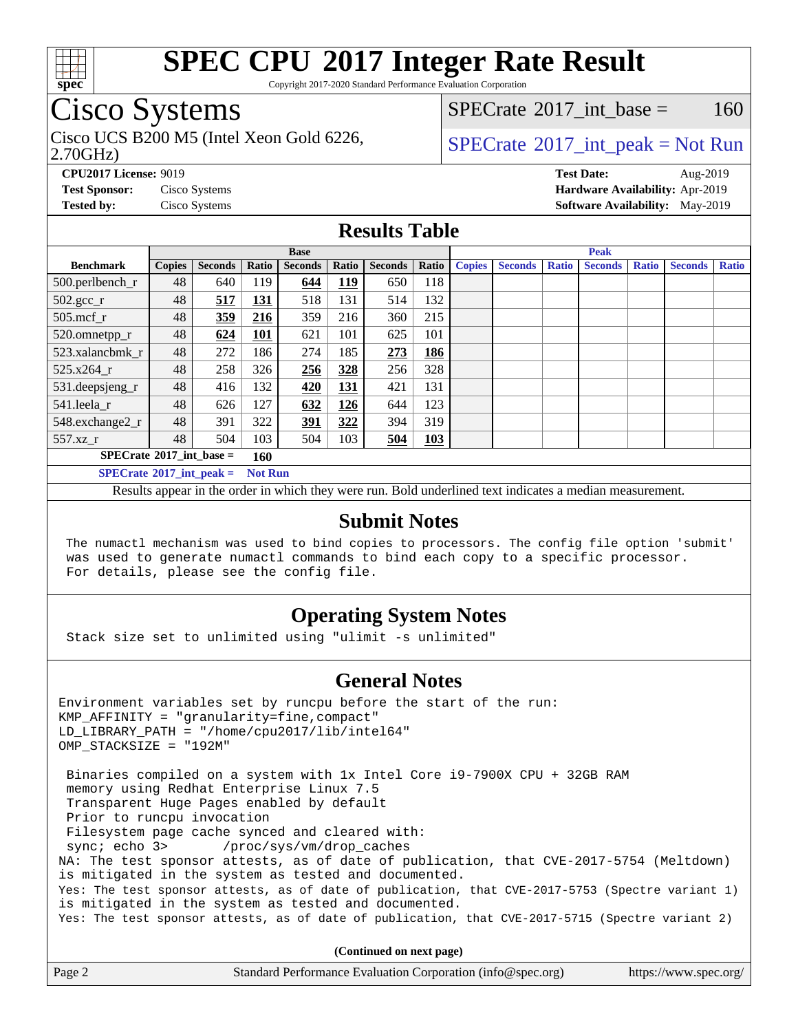# SPEC CPU 2017 Integer Rate Result

Copyright 2017-2020 Standard Performance Evaluation Corporation

## Cisco Systems

Cisco UCS B200 M5 (Intel Xeon Gold 6226, 2.70GHz)

SPECrate 2017_int_base = 160

SPECrate 2017_int_peak = Not Run

**CPU2017 License:** 9019
**Test Sponsor:** Cisco Systems
**Tested by:** Cisco Systems

**Test Date:** Aug-2019
**Hardware Availability:** Apr-2019
**Software Availability:** May-2019

## Results Table

| Benchmark | Base | | | | | | | Peak | | | | | | |
|---|---|---|---|---|---|---|---|---|---|---|---|---|---|---|
| | Copies | Seconds | Ratio | Seconds | Ratio | Seconds | Ratio | Copies | Seconds | Ratio | Seconds | Ratio | Seconds | Ratio |
| 500.perlbench_r | 48 | 640 | 119 | **644** | **119** | 650 | 118 | | | | | | | |
| 502.gcc_r | 48 | **517** | **131** | 518 | 131 | 514 | 132 | | | | | | | |
| 505.mcf_r | 48 | **359** | **216** | 359 | 216 | 360 | 215 | | | | | | | |
| 520.omnetpp_r | 48 | **624** | **101** | 621 | 101 | 625 | 101 | | | | | | | |
| 523.xalancbmk_r | 48 | 272 | 186 | 274 | 185 | **273** | **186** | | | | | | | |
| 525.x264_r | 48 | 258 | 326 | **256** | **328** | 256 | 328 | | | | | | | |
| 531.deepsjeng_r | 48 | 416 | 132 | **420** | **131** | 421 | 131 | | | | | | | |
| 541.leela_r | 48 | 626 | 127 | **632** | **126** | 644 | 123 | | | | | | | |
| 548.exchange2_r | 48 | 391 | 322 | **391** | **322** | 394 | 319 | | | | | | | |
| 557.xz_r | 48 | 504 | 103 | 504 | 103 | **504** | **103** | | | | | | | |

**SPECrate 2017_int_base = 160**

**SPECrate 2017_int_peak = Not Run**

Results appear in the order in which they were run. Bold underlined text indicates a median measurement.

## Submit Notes

```
The numactl mechanism was used to bind copies to processors. The config file option 'submit'
was used to generate numactl commands to bind each copy to a specific processor.
For details, please see the config file.
```

## Operating System Notes

```
Stack size set to unlimited using "ulimit -s unlimited"
```

## General Notes

```
Environment variables set by runcpu before the start of the run:
KMP_AFFINITY = "granularity=fine,compact"
LD_LIBRARY_PATH = "/home/cpu2017/lib/intel64"
OMP_STACKSIZE = "192M"

 Binaries compiled on a system with 1x Intel Core i9-7900X CPU + 32GB RAM
 memory using Redhat Enterprise Linux 7.5
 Transparent Huge Pages enabled by default
 Prior to runcpu invocation
 Filesystem page cache synced and cleared with:
 sync; echo 3>       /proc/sys/vm/drop_caches
NA: The test sponsor attests, as of date of publication, that CVE-2017-5754 (Meltdown)
is mitigated in the system as tested and documented.
Yes: The test sponsor attests, as of date of publication, that CVE-2017-5753 (Spectre variant 1)
is mitigated in the system as tested and documented.
Yes: The test sponsor attests, as of date of publication, that CVE-2017-5715 (Spectre variant 2)
```

**(Continued on next page)**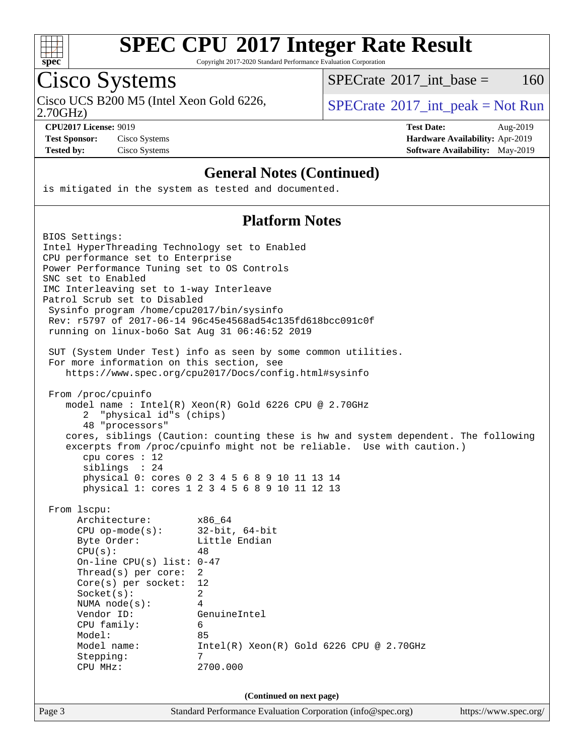# SPEC CPU 2017 Integer Rate Result

Copyright 2017-2020 Standard Performance Evaluation Corporation

## Cisco Systems

Cisco UCS B200 M5 (Intel Xeon Gold 6226, 2.70GHz)

SPECrate 2017_int_base = 160

SPECrate 2017_int_peak = Not Run

**CPU2017 License:** 9019
**Test Sponsor:** Cisco Systems
**Tested by:** Cisco Systems

**Test Date:** Aug-2019
**Hardware Availability:** Apr-2019
**Software Availability:** May-2019

### General Notes (Continued)

```
is mitigated in the system as tested and documented.
```

### Platform Notes

```
BIOS Settings:
Intel HyperThreading Technology set to Enabled
CPU performance set to Enterprise
Power Performance Tuning set to OS Controls
SNC set to Enabled
IMC Interleaving set to 1-way Interleave
Patrol Scrub set to Disabled
 Sysinfo program /home/cpu2017/bin/sysinfo
 Rev: r5797 of 2017-06-14 96c45e4568ad54c135fd618bcc091c0f
 running on linux-bo6o Sat Aug 31 06:46:52 2019

 SUT (System Under Test) info as seen by some common utilities.
 For more information on this section, see
    https://www.spec.org/cpu2017/Docs/config.html#sysinfo

 From /proc/cpuinfo
    model name : Intel(R) Xeon(R) Gold 6226 CPU @ 2.70GHz
       2  "physical id"s (chips)
       48 "processors"
    cores, siblings (Caution: counting these is hw and system dependent. The following
    excerpts from /proc/cpuinfo might not be reliable.  Use with caution.)
       cpu cores : 12
       siblings  : 24
       physical 0: cores 0 2 3 4 5 6 8 9 10 11 13 14
       physical 1: cores 1 2 3 4 5 6 8 9 10 11 12 13

 From lscpu:
      Architecture:          x86_64
      CPU op-mode(s):        32-bit, 64-bit
      Byte Order:            Little Endian
      CPU(s):                48
      On-line CPU(s) list: 0-47
      Thread(s) per core:  2
      Core(s) per socket:  12
      Socket(s):             2
      NUMA node(s):          4
      Vendor ID:             GenuineIntel
      CPU family:            6
      Model:                 85
      Model name:            Intel(R) Xeon(R) Gold 6226 CPU @ 2.70GHz
      Stepping:              7
      CPU MHz:               2700.000
```

(Continued on next page)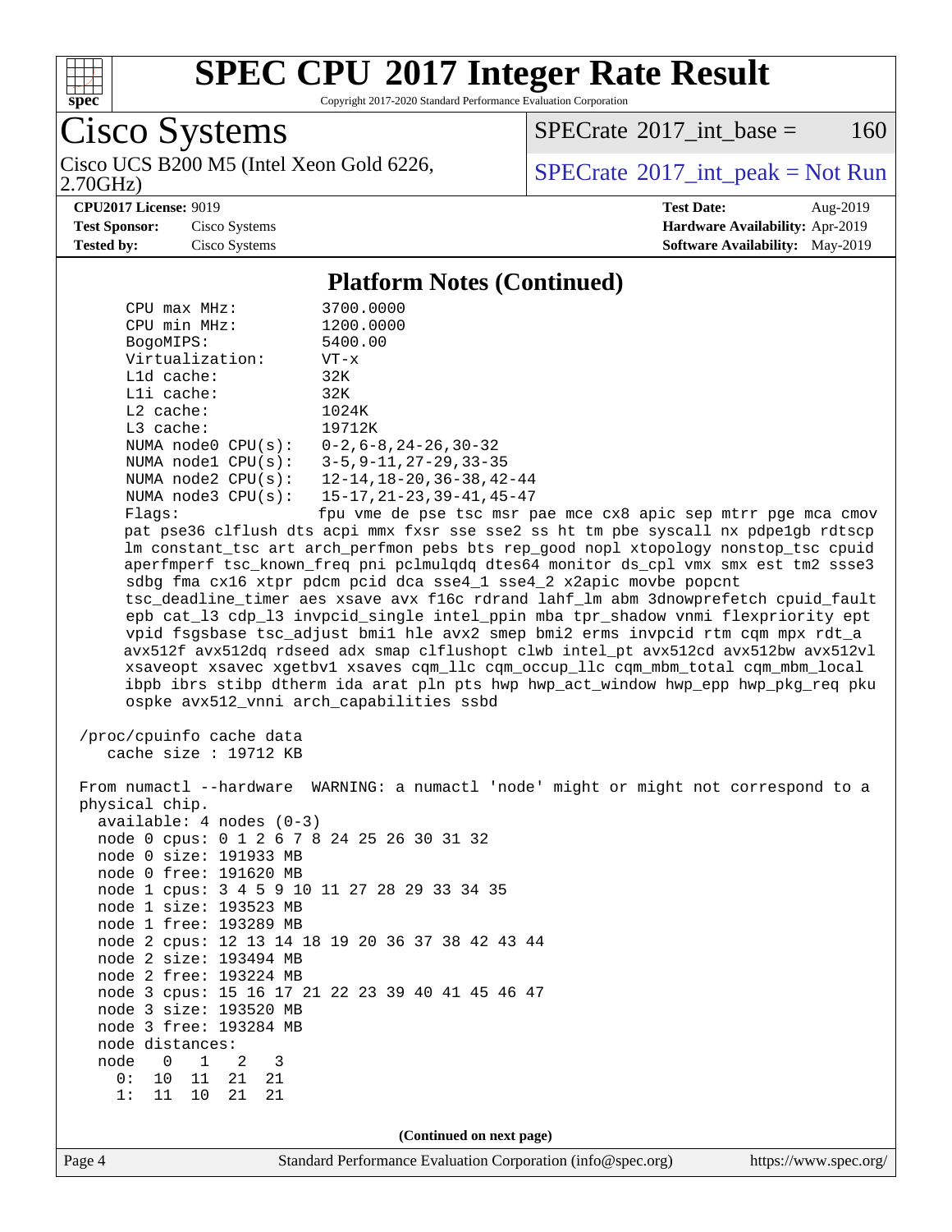# SPEC CPU 2017 Integer Rate Result

Copyright 2017-2020 Standard Performance Evaluation Corporation

**Cisco Systems**

Cisco UCS B200 M5 (Intel Xeon Gold 6226, 2.70GHz)

SPECrate 2017_int_base = 160

SPECrate 2017_int_peak = Not Run

**CPU2017 License:** 9019
**Test Sponsor:** Cisco Systems
**Tested by:** Cisco Systems

**Test Date:** Aug-2019
**Hardware Availability:** Apr-2019
**Software Availability:** May-2019

## Platform Notes (Continued)

```
      CPU max MHz:           3700.0000
      CPU min MHz:           1200.0000
      BogoMIPS:              5400.00
      Virtualization:        VT-x
      L1d cache:             32K
      L1i cache:             32K
      L2 cache:              1024K
      L3 cache:              19712K
      NUMA node0 CPU(s):     0-2,6-8,24-26,30-32
      NUMA node1 CPU(s):     3-5,9-11,27-29,33-35
      NUMA node2 CPU(s):     12-14,18-20,36-38,42-44
      NUMA node3 CPU(s):     15-17,21-23,39-41,45-47
      Flags:                 fpu vme de pse tsc msr pae mce cx8 apic sep mtrr pge mca cmov
      pat pse36 clflush dts acpi mmx fxsr sse sse2 ss ht tm pbe syscall nx pdpe1gb rdtscp
      lm constant_tsc art arch_perfmon pebs bts rep_good nopl xtopology nonstop_tsc cpuid
      aperfmperf tsc_known_freq pni pclmulqdq dtes64 monitor ds_cpl vmx smx est tm2 ssse3
      sdbg fma cx16 xtpr pdcm pcid dca sse4_1 sse4_2 x2apic movbe popcnt
      tsc_deadline_timer aes xsave avx f16c rdrand lahf_lm abm 3dnowprefetch cpuid_fault
      epb cat_l3 cdp_l3 invpcid_single intel_ppin mba tpr_shadow vnmi flexpriority ept
      vpid fsgsbase tsc_adjust bmi1 hle avx2 smep bmi2 erms invpcid rtm cqm mpx rdt_a
      avx512f avx512dq rdseed adx smap clflushopt clwb intel_pt avx512cd avx512bw avx512vl
      xsaveopt xsavec xgetbv1 xsaves cqm_llc cqm_occup_llc cqm_mbm_total cqm_mbm_local
      ibpb ibrs stibp dtherm ida arat pln pts hwp hwp_act_window hwp_epp hwp_pkg_req pku
      ospke avx512_vnni arch_capabilities ssbd

  /proc/cpuinfo cache data
     cache size : 19712 KB

  From numactl --hardware  WARNING: a numactl 'node' might or might not correspond to a
  physical chip.
    available: 4 nodes (0-3)
    node 0 cpus: 0 1 2 6 7 8 24 25 26 30 31 32
    node 0 size: 191933 MB
    node 0 free: 191620 MB
    node 1 cpus: 3 4 5 9 10 11 27 28 29 33 34 35
    node 1 size: 193523 MB
    node 1 free: 193289 MB
    node 2 cpus: 12 13 14 18 19 20 36 37 38 42 43 44
    node 2 size: 193494 MB
    node 2 free: 193224 MB
    node 3 cpus: 15 16 17 21 22 23 39 40 41 45 46 47
    node 3 size: 193520 MB
    node 3 free: 193284 MB
    node distances:
    node   0   1   2   3
      0:  10  11  21  21
      1:  11  10  21  21
```

(Continued on next page)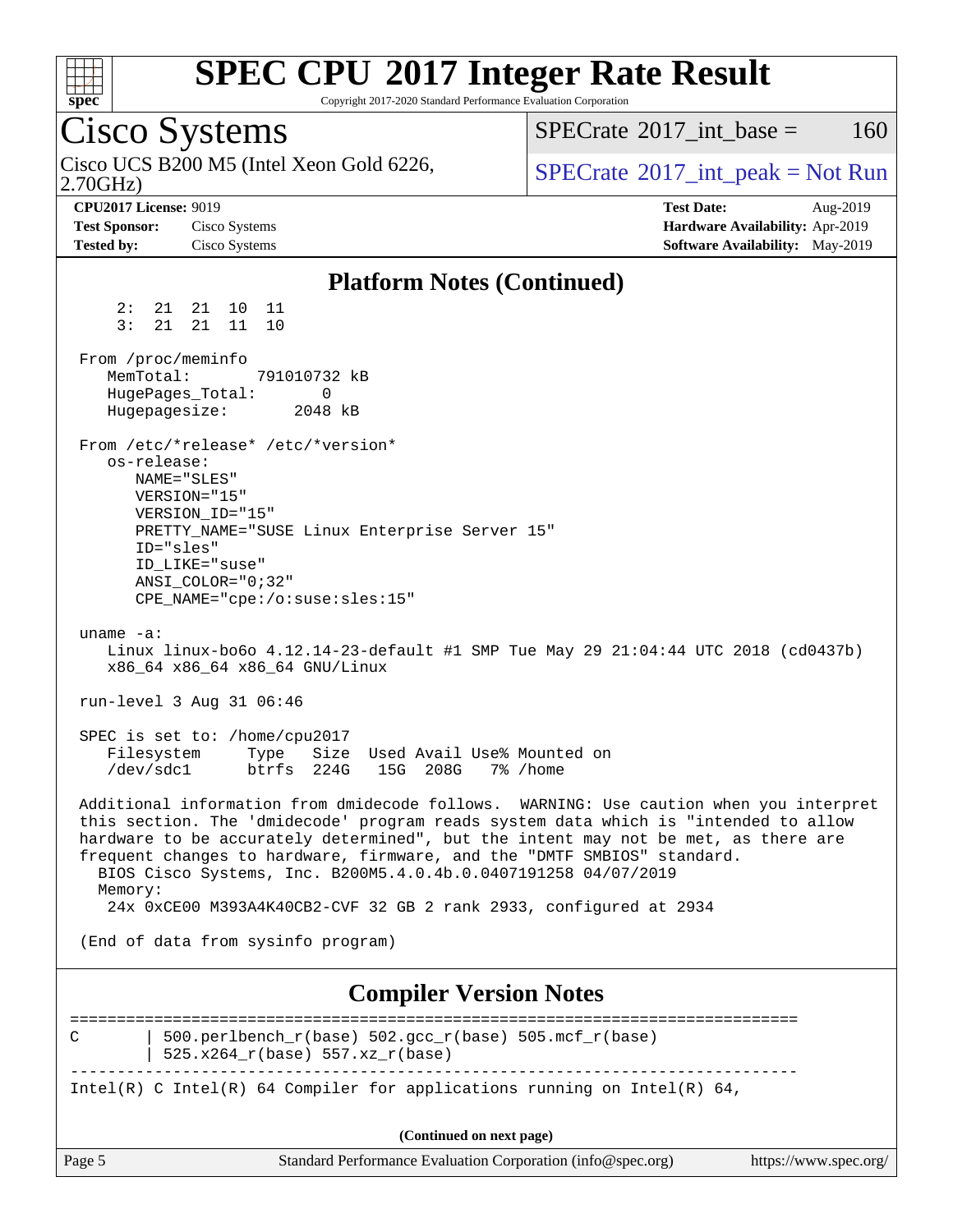# SPEC CPU 2017 Integer Rate Result

Copyright 2017-2020 Standard Performance Evaluation Corporation

## Cisco Systems

Cisco UCS B200 M5 (Intel Xeon Gold 6226, 2.70GHz)

SPECrate 2017_int_base = 160

SPECrate 2017_int_peak = Not Run

**CPU2017 License:** 9019
**Test Sponsor:** Cisco Systems
**Tested by:** Cisco Systems

**Test Date:** Aug-2019
**Hardware Availability:** Apr-2019
**Software Availability:** May-2019

### Platform Notes (Continued)

```
     2:  21  21  10  11
     3:  21  21  11  10

 From /proc/meminfo
    MemTotal:       791010732 kB
    HugePages_Total:       0
    Hugepagesize:       2048 kB

 From /etc/*release* /etc/*version*
    os-release:
       NAME="SLES"
       VERSION="15"
       VERSION_ID="15"
       PRETTY_NAME="SUSE Linux Enterprise Server 15"
       ID="sles"
       ID_LIKE="suse"
       ANSI_COLOR="0;32"
       CPE_NAME="cpe:/o:suse:sles:15"

 uname -a:
    Linux linux-bo6o 4.12.14-23-default #1 SMP Tue May 29 21:04:44 UTC 2018 (cd0437b)
    x86_64 x86_64 x86_64 GNU/Linux

 run-level 3 Aug 31 06:46

 SPEC is set to: /home/cpu2017
    Filesystem     Type   Size  Used Avail Use% Mounted on
    /dev/sdc1      btrfs  224G   15G  208G   7% /home

 Additional information from dmidecode follows.  WARNING: Use caution when you interpret
 this section. The 'dmidecode' program reads system data which is "intended to allow
 hardware to be accurately determined", but the intent may not be met, as there are
 frequent changes to hardware, firmware, and the "DMTF SMBIOS" standard.
   BIOS Cisco Systems, Inc. B200M5.4.0.4b.0.0407191258 04/07/2019
   Memory:
    24x 0xCE00 M393A4K40CB2-CVF 32 GB 2 rank 2933, configured at 2934

 (End of data from sysinfo program)
```

### Compiler Version Notes

```
==============================================================================
C       | 500.perlbench_r(base) 502.gcc_r(base) 505.mcf_r(base)
        | 525.x264_r(base) 557.xz_r(base)
------------------------------------------------------------------------------
Intel(R) C Intel(R) 64 Compiler for applications running on Intel(R) 64,
```

(Continued on next page)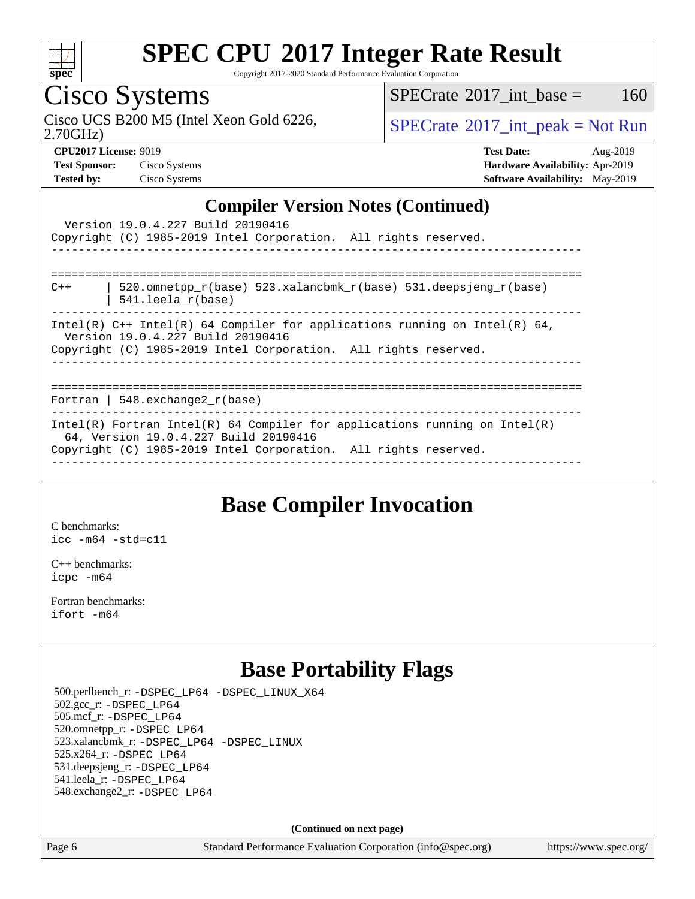# SPEC CPU 2017 Integer Rate Result

Copyright 2017-2020 Standard Performance Evaluation Corporation

## Cisco Systems

Cisco UCS B200 M5 (Intel Xeon Gold 6226, 2.70GHz)

SPECrate 2017_int_base = 160

SPECrate 2017_int_peak = Not Run

**CPU2017 License:** 9019
**Test Sponsor:** Cisco Systems
**Tested by:** Cisco Systems

**Test Date:** Aug-2019
**Hardware Availability:** Apr-2019
**Software Availability:** May-2019

## Compiler Version Notes (Continued)

```
  Version 19.0.4.227 Build 20190416
Copyright (C) 1985-2019 Intel Corporation.  All rights reserved.
------------------------------------------------------------------------------

==============================================================================
C++      | 520.omnetpp_r(base) 523.xalancbmk_r(base) 531.deepsjeng_r(base)
         | 541.leela_r(base)
------------------------------------------------------------------------------
Intel(R) C++ Intel(R) 64 Compiler for applications running on Intel(R) 64,
  Version 19.0.4.227 Build 20190416
Copyright (C) 1985-2019 Intel Corporation.  All rights reserved.
------------------------------------------------------------------------------

==============================================================================
Fortran | 548.exchange2_r(base)
------------------------------------------------------------------------------
Intel(R) Fortran Intel(R) 64 Compiler for applications running on Intel(R)
  64, Version 19.0.4.227 Build 20190416
Copyright (C) 1985-2019 Intel Corporation.  All rights reserved.
------------------------------------------------------------------------------
```

## Base Compiler Invocation

C benchmarks:
icc -m64 -std=c11

C++ benchmarks:
icpc -m64

Fortran benchmarks:
ifort -m64

## Base Portability Flags

500.perlbench_r: -DSPEC_LP64 -DSPEC_LINUX_X64
502.gcc_r: -DSPEC_LP64
505.mcf_r: -DSPEC_LP64
520.omnetpp_r: -DSPEC_LP64
523.xalancbmk_r: -DSPEC_LP64 -DSPEC_LINUX
525.x264_r: -DSPEC_LP64
531.deepsjeng_r: -DSPEC_LP64
541.leela_r: -DSPEC_LP64
548.exchange2_r: -DSPEC_LP64

**(Continued on next page)**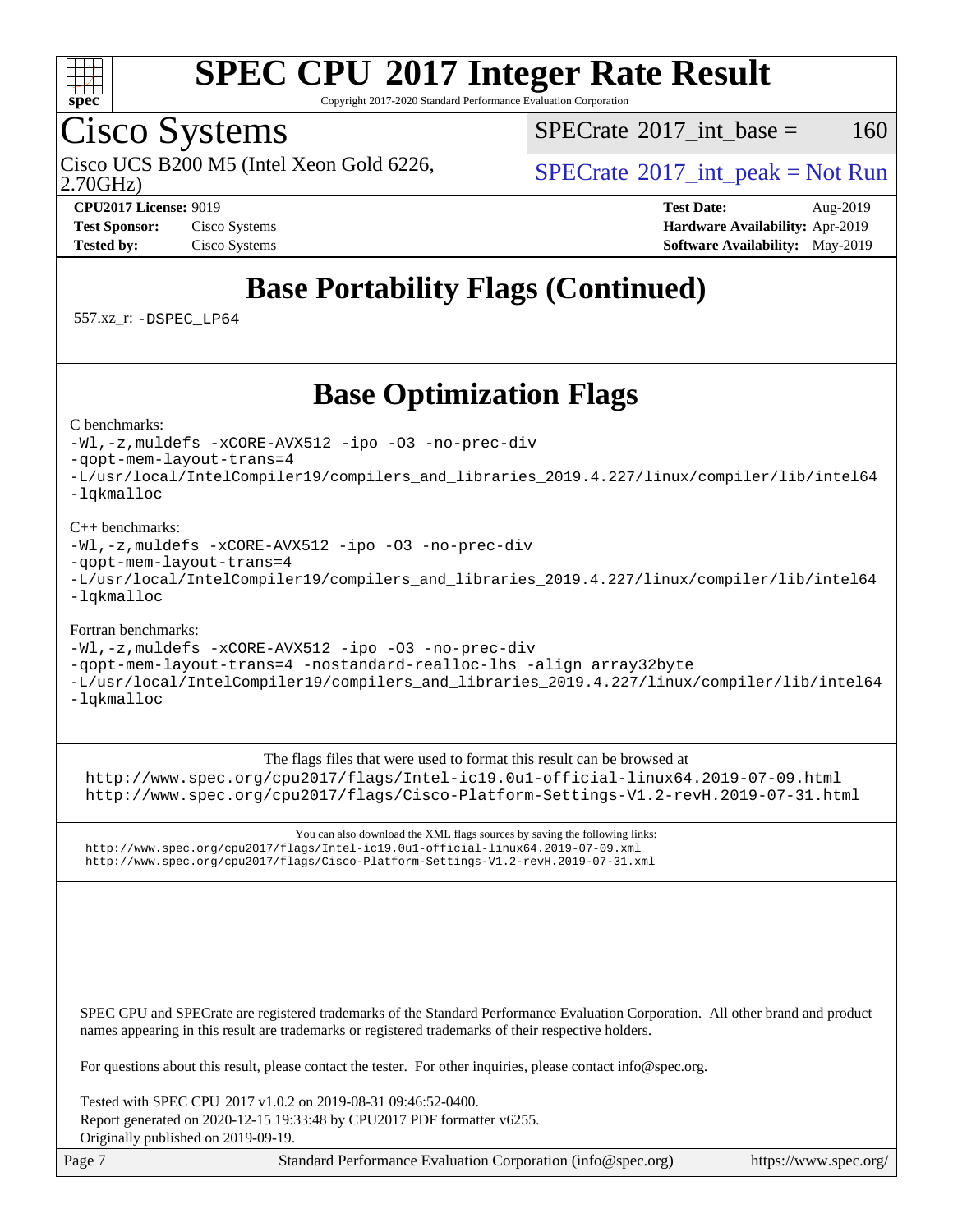## Base Portability Flags (Continued)

557.xz_r: -DSPEC_LP64

## Base Optimization Flags

C benchmarks:

```
-Wl,-z,muldefs -xCORE-AVX512 -ipo -O3 -no-prec-div
-qopt-mem-layout-trans=4
-L/usr/local/IntelCompiler19/compilers_and_libraries_2019.4.227/linux/compiler/lib/intel64
-lqkmalloc
```

C++ benchmarks:

```
-Wl,-z,muldefs -xCORE-AVX512 -ipo -O3 -no-prec-div
-qopt-mem-layout-trans=4
-L/usr/local/IntelCompiler19/compilers_and_libraries_2019.4.227/linux/compiler/lib/intel64
-lqkmalloc
```

Fortran benchmarks:

```
-Wl,-z,muldefs -xCORE-AVX512 -ipo -O3 -no-prec-div
-qopt-mem-layout-trans=4 -nostandard-realloc-lhs -align array32byte
-L/usr/local/IntelCompiler19/compilers_and_libraries_2019.4.227/linux/compiler/lib/intel64
-lqkmalloc
```

The flags files that were used to format this result can be browsed at
http://www.spec.org/cpu2017/flags/Intel-ic19.0u1-official-linux64.2019-07-09.html
http://www.spec.org/cpu2017/flags/Cisco-Platform-Settings-V1.2-revH.2019-07-31.html

You can also download the XML flags sources by saving the following links:
http://www.spec.org/cpu2017/flags/Intel-ic19.0u1-official-linux64.2019-07-09.xml
http://www.spec.org/cpu2017/flags/Cisco-Platform-Settings-V1.2-revH.2019-07-31.xml

SPEC CPU and SPECrate are registered trademarks of the Standard Performance Evaluation Corporation. All other brand and product names appearing in this result are trademarks or registered trademarks of their respective holders.

For questions about this result, please contact the tester. For other inquiries, please contact info@spec.org.

Tested with SPEC CPU 2017 v1.0.2 on 2019-08-31 09:46:52-0400.
Report generated on 2020-12-15 19:33:48 by CPU2017 PDF formatter v6255.
Originally published on 2019-09-19.